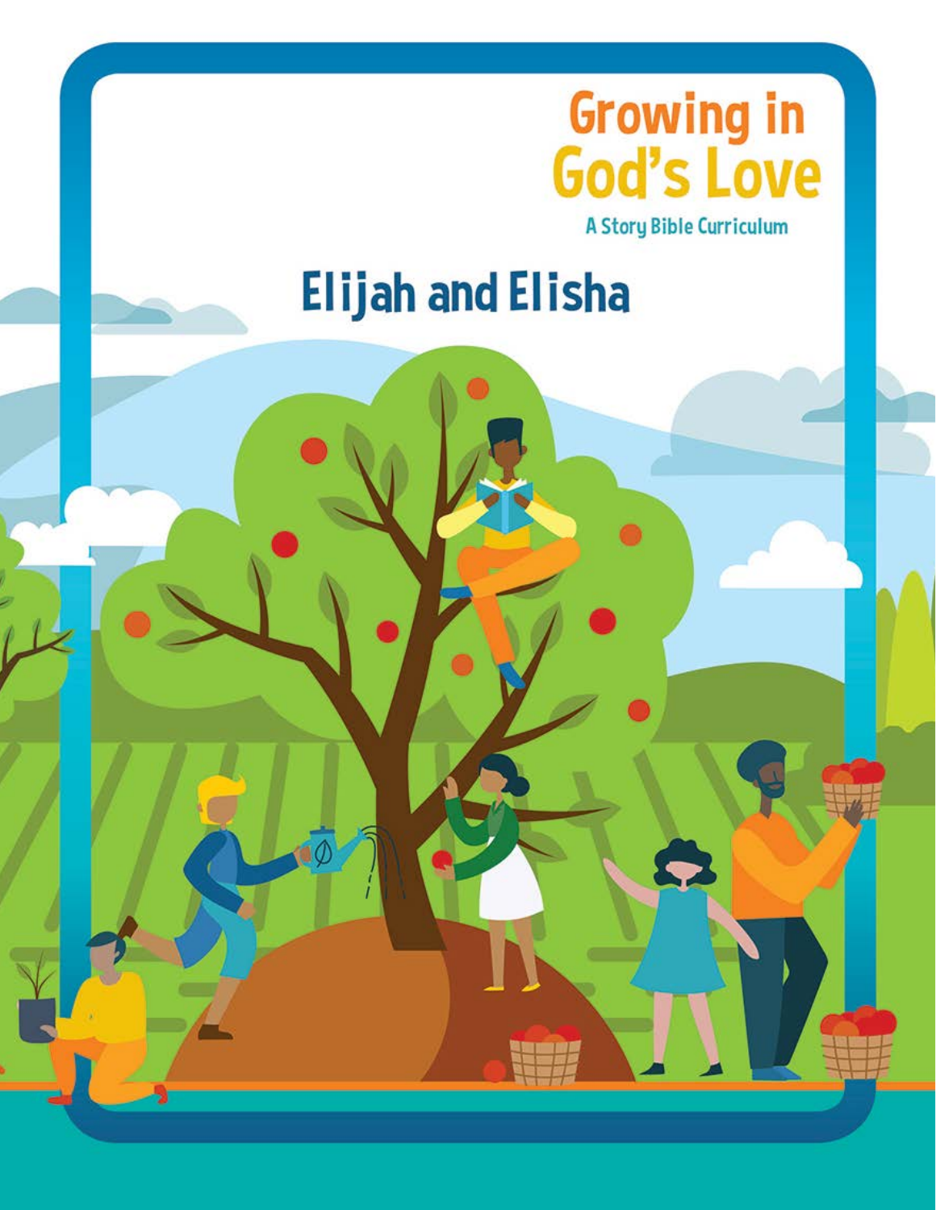# Growing in God's Love

A Story Bible Curriculum

## Elijah and Elisha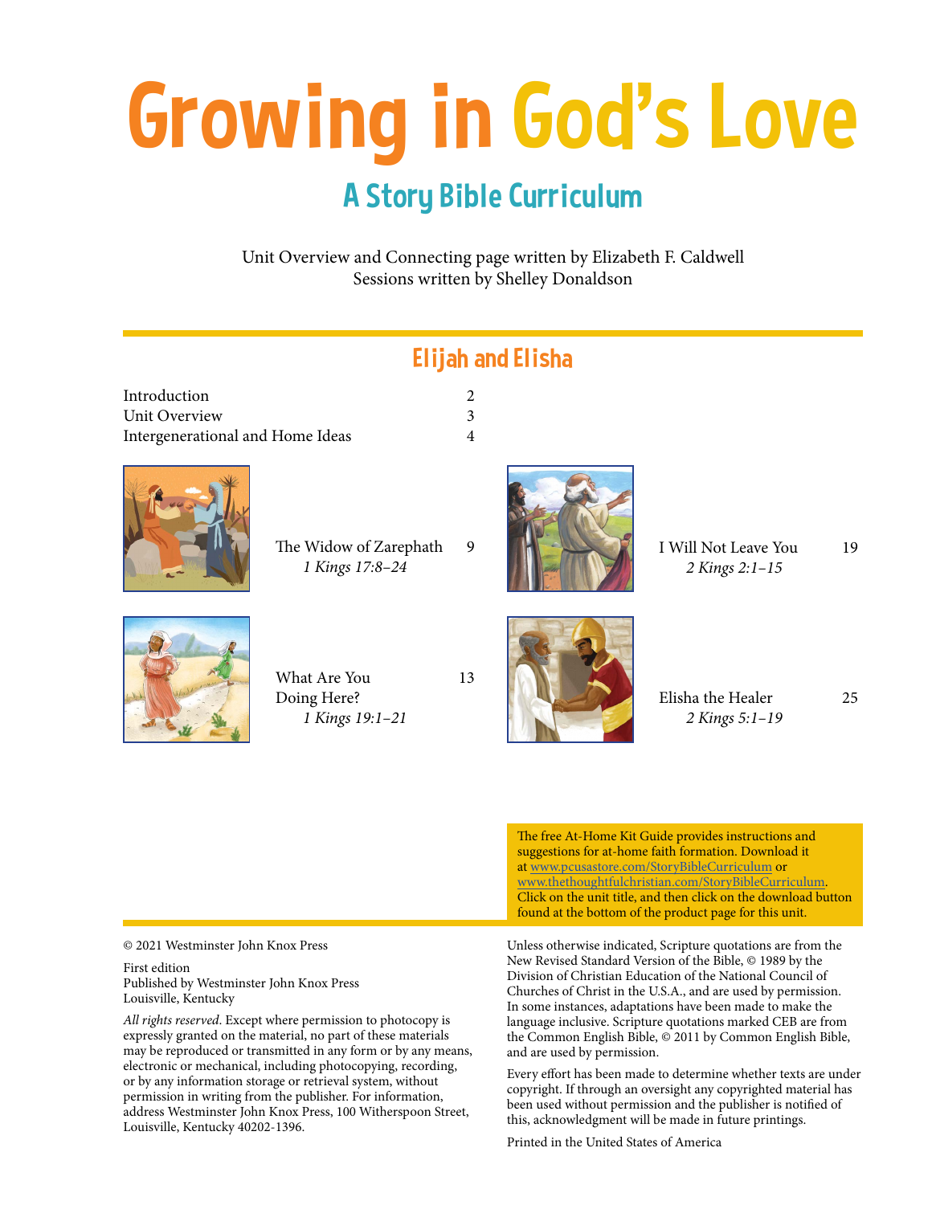# Growing in God's Love

## A Story Bible Curriculum

Unit Overview and Connecting page written by Elizabeth F. Caldwell
Sessions written by Shelley Donaldson

## Elijah and Elisha

| | |
|---|---|
| Introduction | 2 |
| Unit Overview | 3 |
| Intergenerational and Home Ideas | 4 |

The Widow of Zarephath — 9
*1 Kings 17:8–24*

What Are You Doing Here? — 13
*1 Kings 19:1–21*

I Will Not Leave You — 19
*2 Kings 2:1–15*

Elisha the Healer — 25
*2 Kings 5:1–19*

The free At-Home Kit Guide provides instructions and suggestions for at-home faith formation. Download it at www.pcusastore.com/StoryBibleCurriculum or www.thethoughtfulchristian.com/StoryBibleCurriculum. Click on the unit title, and then click on the download button found at the bottom of the product page for this unit.

© 2021 Westminster John Knox Press

First edition
Published by Westminster John Knox Press
Louisville, Kentucky

*All rights reserved.* Except where permission to photocopy is expressly granted on the material, no part of these materials may be reproduced or transmitted in any form or by any means, electronic or mechanical, including photocopying, recording, or by any information storage or retrieval system, without permission in writing from the publisher. For information, address Westminster John Knox Press, 100 Witherspoon Street, Louisville, Kentucky 40202-1396.

Unless otherwise indicated, Scripture quotations are from the New Revised Standard Version of the Bible, © 1989 by the Division of Christian Education of the National Council of Churches of Christ in the U.S.A., and are used by permission. In some instances, adaptations have been made to make the language inclusive. Scripture quotations marked CEB are from the Common English Bible, © 2011 by Common English Bible, and are used by permission.

Every effort has been made to determine whether texts are under copyright. If through an oversight any copyrighted material has been used without permission and the publisher is notified of this, acknowledgment will be made in future printings.

Printed in the United States of America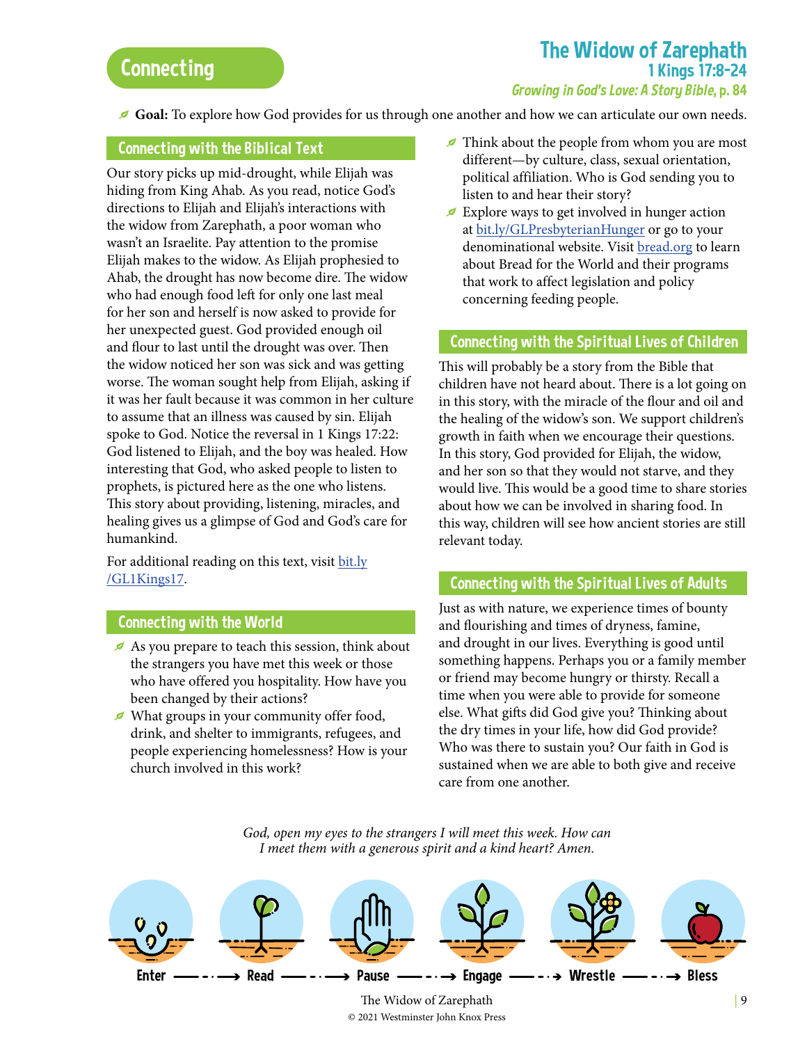# Connecting

## The Widow of Zarephath

### 1 Kings 17:8–24

*Growing in God's Love: A Story Bible*, p. 84

**Goal:** To explore how God provides for us through one another and how we can articulate our own needs.

### Connecting with the Biblical Text

Our story picks up mid-drought, while Elijah was hiding from King Ahab. As you read, notice God's directions to Elijah and Elijah's interactions with the widow from Zarephath, a poor woman who wasn't an Israelite. Pay attention to the promise Elijah makes to the widow. As Elijah prophesied to Ahab, the drought has now become dire. The widow who had enough food left for only one last meal for her son and herself is now asked to provide for her unexpected guest. God provided enough oil and flour to last until the drought was over. Then the widow noticed her son was sick and was getting worse. The woman sought help from Elijah, asking if it was her fault because it was common in her culture to assume that an illness was caused by sin. Elijah spoke to God. Notice the reversal in 1 Kings 17:22: God listened to Elijah, and the boy was healed. How interesting that God, who asked people to listen to prophets, is pictured here as the one who listens. This story about providing, listening, miracles, and healing gives us a glimpse of God and God's care for humankind.

For additional reading on this text, visit [bit.ly/GL1Kings17](bit.ly/GL1Kings17).

### Connecting with the World

- As you prepare to teach this session, think about the strangers you have met this week or those who have offered you hospitality. How have you been changed by their actions?
- What groups in your community offer food, drink, and shelter to immigrants, refugees, and people experiencing homelessness? How is your church involved in this work?
- Think about the people from whom you are most different—by culture, class, sexual orientation, political affiliation. Who is God sending you to listen to and hear their story?
- Explore ways to get involved in hunger action at [bit.ly/GLPresbyterianHunger](bit.ly/GLPresbyterianHunger) or go to your denominational website. Visit [bread.org](bread.org) to learn about Bread for the World and their programs that work to affect legislation and policy concerning feeding people.

### Connecting with the Spiritual Lives of Children

This will probably be a story from the Bible that children have not heard about. There is a lot going on in this story, with the miracle of the flour and oil and the healing of the widow's son. We support children's growth in faith when we encourage their questions. In this story, God provided for Elijah, the widow, and her son so that they would not starve, and they would live. This would be a good time to share stories about how we can be involved in sharing food. In this way, children will see how ancient stories are still relevant today.

### Connecting with the Spiritual Lives of Adults

Just as with nature, we experience times of bounty and flourishing and times of dryness, famine, and drought in our lives. Everything is good until something happens. Perhaps you or a family member or friend may become hungry or thirsty. Recall a time when you were able to provide for someone else. What gifts did God give you? Thinking about the dry times in your life, how did God provide? Who was there to sustain you? Our faith in God is sustained when we are able to both give and receive care from one another.

*God, open my eyes to the strangers I will meet this week. How can I meet them with a generous spirit and a kind heart? Amen.*

Enter → Read → Pause → Engage → Wrestle → Bless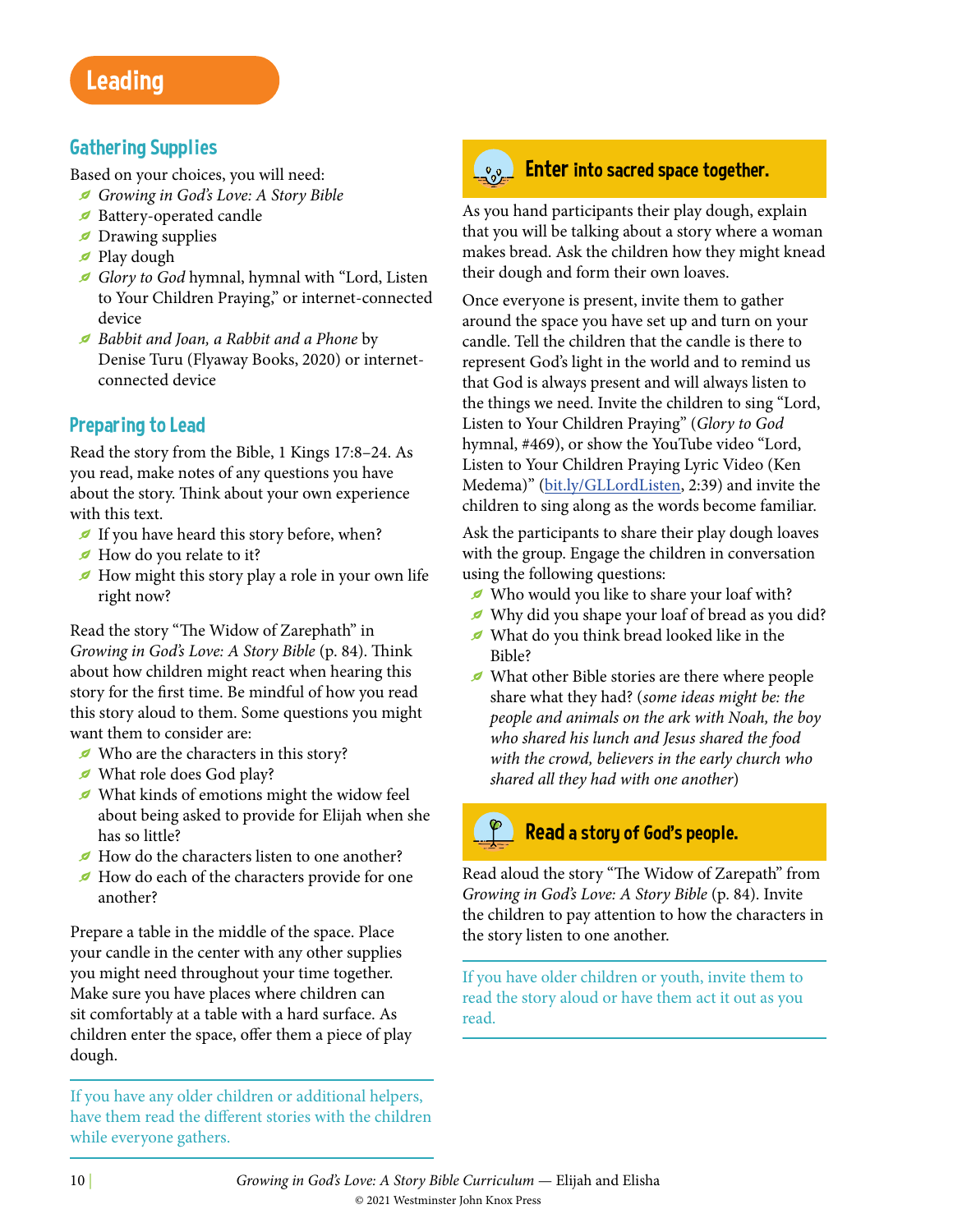# Leading

## Gathering Supplies

Based on your choices, you will need:

- *Growing in God's Love: A Story Bible*
- Battery-operated candle
- Drawing supplies
- Play dough
- *Glory to God* hymnal, hymnal with "Lord, Listen to Your Children Praying," or internet-connected device
- *Babbit and Joan, a Rabbit and a Phone* by Denise Turu (Flyaway Books, 2020) or internet-connected device

## Preparing to Lead

Read the story from the Bible, 1 Kings 17:8–24. As you read, make notes of any questions you have about the story. Think about your own experience with this text.

- If you have heard this story before, when?
- How do you relate to it?
- How might this story play a role in your own life right now?

Read the story "The Widow of Zarephath" in *Growing in God's Love: A Story Bible* (p. 84). Think about how children might react when hearing this story for the first time. Be mindful of how you read this story aloud to them. Some questions you might want them to consider are:

- Who are the characters in this story?
- What role does God play?
- What kinds of emotions might the widow feel about being asked to provide for Elijah when she has so little?
- How do the characters listen to one another?
- How do each of the characters provide for one another?

Prepare a table in the middle of the space. Place your candle in the center with any other supplies you might need throughout your time together. Make sure you have places where children can sit comfortably at a table with a hard surface. As children enter the space, offer them a piece of play dough.

---

If you have any older children or additional helpers, have them read the different stories with the children while everyone gathers.

---

## Enter into sacred space together.

As you hand participants their play dough, explain that you will be talking about a story where a woman makes bread. Ask the children how they might knead their dough and form their own loaves.

Once everyone is present, invite them to gather around the space you have set up and turn on your candle. Tell the children that the candle is there to represent God's light in the world and to remind us that God is always present and will always listen to the things we need. Invite the children to sing "Lord, Listen to Your Children Praying" (*Glory to God* hymnal, #469), or show the YouTube video "Lord, Listen to Your Children Praying Lyric Video (Ken Medema)" (bit.ly/GLLordListen, 2:39) and invite the children to sing along as the words become familiar.

Ask the participants to share their play dough loaves with the group. Engage the children in conversation using the following questions:

- Who would you like to share your loaf with?
- Why did you shape your loaf of bread as you did?
- What do you think bread looked like in the Bible?
- What other Bible stories are there where people share what they had? (*some ideas might be: the people and animals on the ark with Noah, the boy who shared his lunch and Jesus shared the food with the crowd, believers in the early church who shared all they had with one another*)

## Read a story of God's people.

Read aloud the story "The Widow of Zarepath" from *Growing in God's Love: A Story Bible* (p. 84). Invite the children to pay attention to how the characters in the story listen to one another.

---

If you have older children or youth, invite them to read the story aloud or have them act it out as you read.

---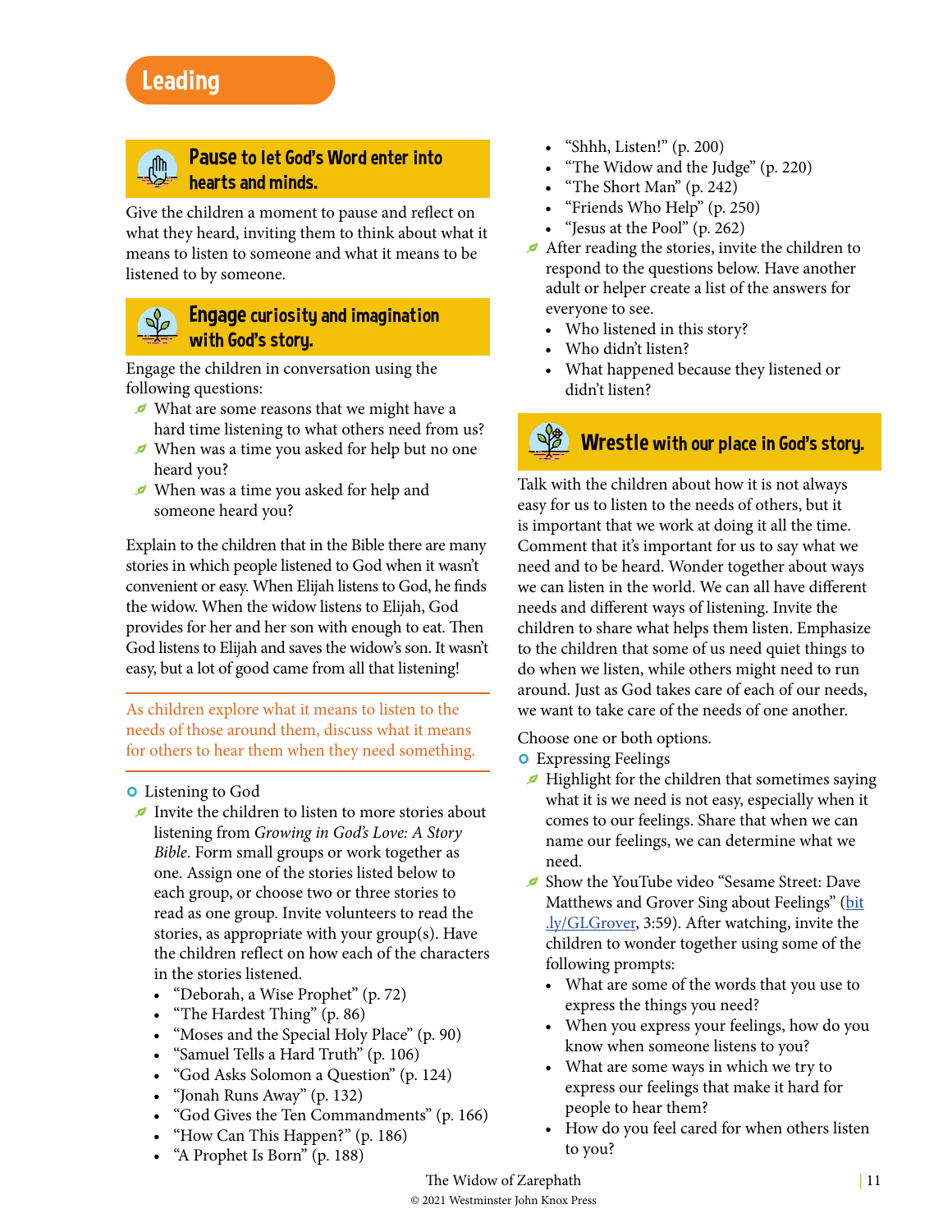# Leading

## Pause to let God's Word enter into hearts and minds.

Give the children a moment to pause and reflect on what they heard, inviting them to think about what it means to listen to someone and what it means to be listened to by someone.

## Engage curiosity and imagination with God's story.

Engage the children in conversation using the following questions:

- What are some reasons that we might have a hard time listening to what others need from us?
- When was a time you asked for help but no one heard you?
- When was a time you asked for help and someone heard you?

Explain to the children that in the Bible there are many stories in which people listened to God when it wasn't convenient or easy. When Elijah listens to God, he finds the widow. When the widow listens to Elijah, God provides for her and her son with enough to eat. Then God listens to Elijah and saves the widow's son. It wasn't easy, but a lot of good came from all that listening!

As children explore what it means to listen to the needs of those around them, discuss what it means for others to hear them when they need something.

- Listening to God
  - Invite the children to listen to more stories about listening from *Growing in God's Love: A Story Bible*. Form small groups or work together as one. Assign one of the stories listed below to each group, or choose two or three stories to read as one group. Invite volunteers to read the stories, as appropriate with your group(s). Have the children reflect on how each of the characters in the stories listened.
    - "Deborah, a Wise Prophet" (p. 72)
    - "The Hardest Thing" (p. 86)
    - "Moses and the Special Holy Place" (p. 90)
    - "Samuel Tells a Hard Truth" (p. 106)
    - "God Asks Solomon a Question" (p. 124)
    - "Jonah Runs Away" (p. 132)
    - "God Gives the Ten Commandments" (p. 166)
    - "How Can This Happen?" (p. 186)
    - "A Prophet Is Born" (p. 188)
    - "Shhh, Listen!" (p. 200)
    - "The Widow and the Judge" (p. 220)
    - "The Short Man" (p. 242)
    - "Friends Who Help" (p. 250)
    - "Jesus at the Pool" (p. 262)
  - After reading the stories, invite the children to respond to the questions below. Have another adult or helper create a list of the answers for everyone to see.
    - Who listened in this story?
    - Who didn't listen?
    - What happened because they listened or didn't listen?

## Wrestle with our place in God's story.

Talk with the children about how it is not always easy for us to listen to the needs of others, but it is important that we work at doing it all the time. Comment that it's important for us to say what we need and to be heard. Wonder together about ways we can listen in the world. We can all have different needs and different ways of listening. Invite the children to share what helps them listen. Emphasize to the children that some of us need quiet things to do when we listen, while others might need to run around. Just as God takes care of each of our needs, we want to take care of the needs of one another.

Choose one or both options.

- Expressing Feelings
  - Highlight for the children that sometimes saying what it is we need is not easy, especially when it comes to our feelings. Share that when we can name our feelings, we can determine what we need.
  - Show the YouTube video "Sesame Street: Dave Matthews and Grover Sing about Feelings" (bit.ly/GLGrover, 3:59). After watching, invite the children to wonder together using some of the following prompts:
    - What are some of the words that you use to express the things you need?
    - When you express your feelings, how do you know when someone listens to you?
    - What are some ways in which we try to express our feelings that make it hard for people to hear them?
    - How do you feel cared for when others listen to you?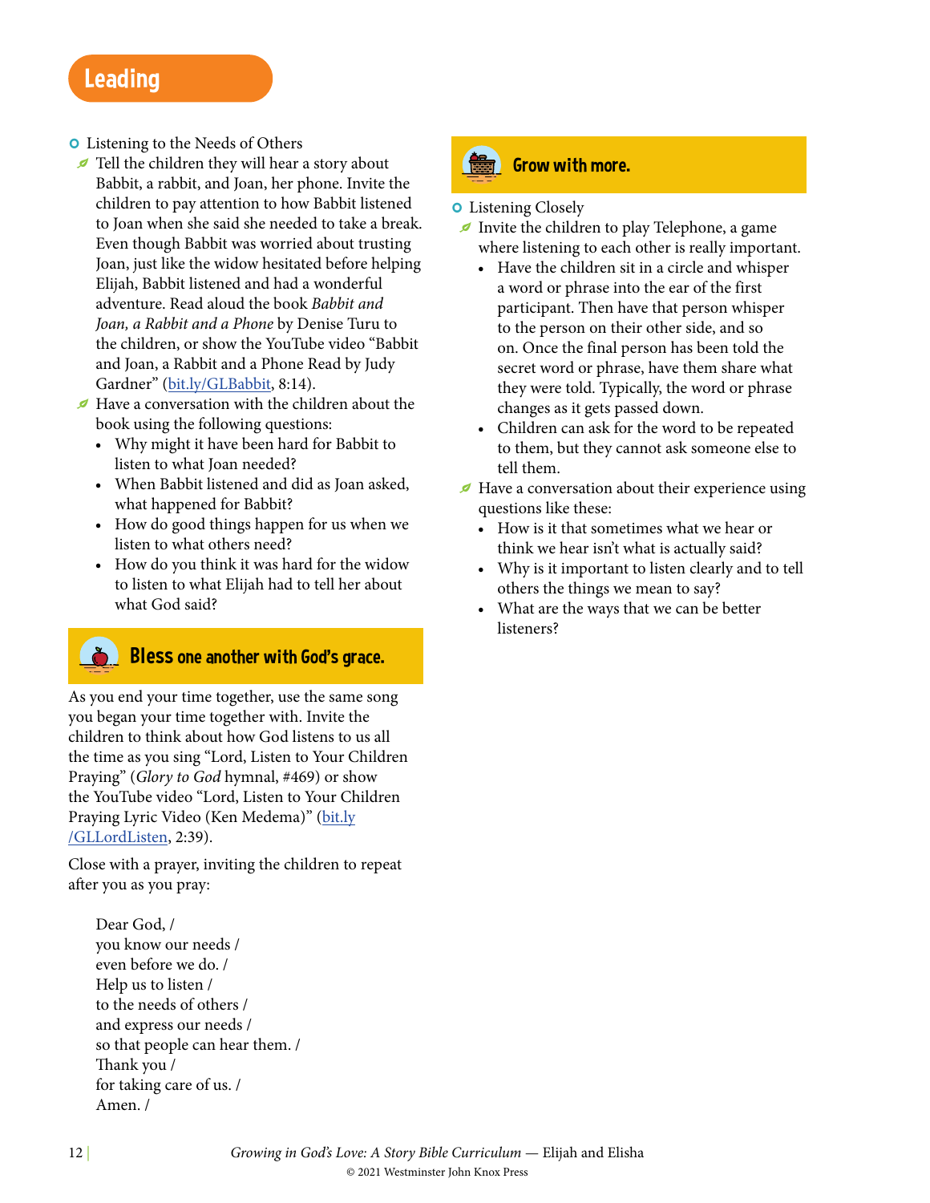## Leading

- Listening to the Needs of Others
  - Tell the children they will hear a story about Babbit, a rabbit, and Joan, her phone. Invite the children to pay attention to how Babbit listened to Joan when she said she needed to take a break. Even though Babbit was worried about trusting Joan, just like the widow hesitated before helping Elijah, Babbit listened and had a wonderful adventure. Read aloud the book *Babbit and Joan, a Rabbit and a Phone* by Denise Turu to the children, or show the YouTube video "Babbit and Joan, a Rabbit and a Phone Read by Judy Gardner" (bit.ly/GLBabbit, 8:14).
  - Have a conversation with the children about the book using the following questions:
    - Why might it have been hard for Babbit to listen to what Joan needed?
    - When Babbit listened and did as Joan asked, what happened for Babbit?
    - How do good things happen for us when we listen to what others need?
    - How do you think it was hard for the widow to listen to what Elijah had to tell her about what God said?

### Bless one another with God's grace.

As you end your time together, use the same song you began your time together with. Invite the children to think about how God listens to us all the time as you sing "Lord, Listen to Your Children Praying" (*Glory to God* hymnal, #469) or show the YouTube video "Lord, Listen to Your Children Praying Lyric Video (Ken Medema)" (bit.ly/GLLordListen, 2:39).

Close with a prayer, inviting the children to repeat after you as you pray:

Dear God, /
you know our needs /
even before we do. /
Help us to listen /
to the needs of others /
and express our needs /
so that people can hear them. /
Thank you /
for taking care of us. /
Amen. /

### Grow with more.

- Listening Closely
  - Invite the children to play Telephone, a game where listening to each other is really important.
    - Have the children sit in a circle and whisper a word or phrase into the ear of the first participant. Then have that person whisper to the person on their other side, and so on. Once the final person has been told the secret word or phrase, have them share what they were told. Typically, the word or phrase changes as it gets passed down.
    - Children can ask for the word to be repeated to them, but they cannot ask someone else to tell them.
  - Have a conversation about their experience using questions like these:
    - How is it that sometimes what we hear or think we hear isn't what is actually said?
    - Why is it important to listen clearly and to tell others the things we mean to say?
    - What are the ways that we can be better listeners?